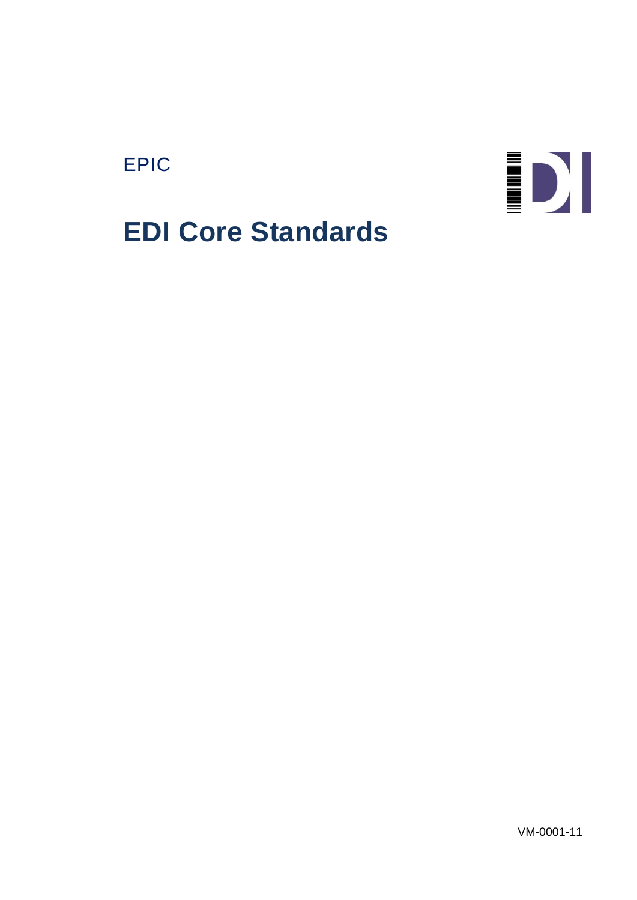EPIC

# EDI Core Standards

VM-0001-11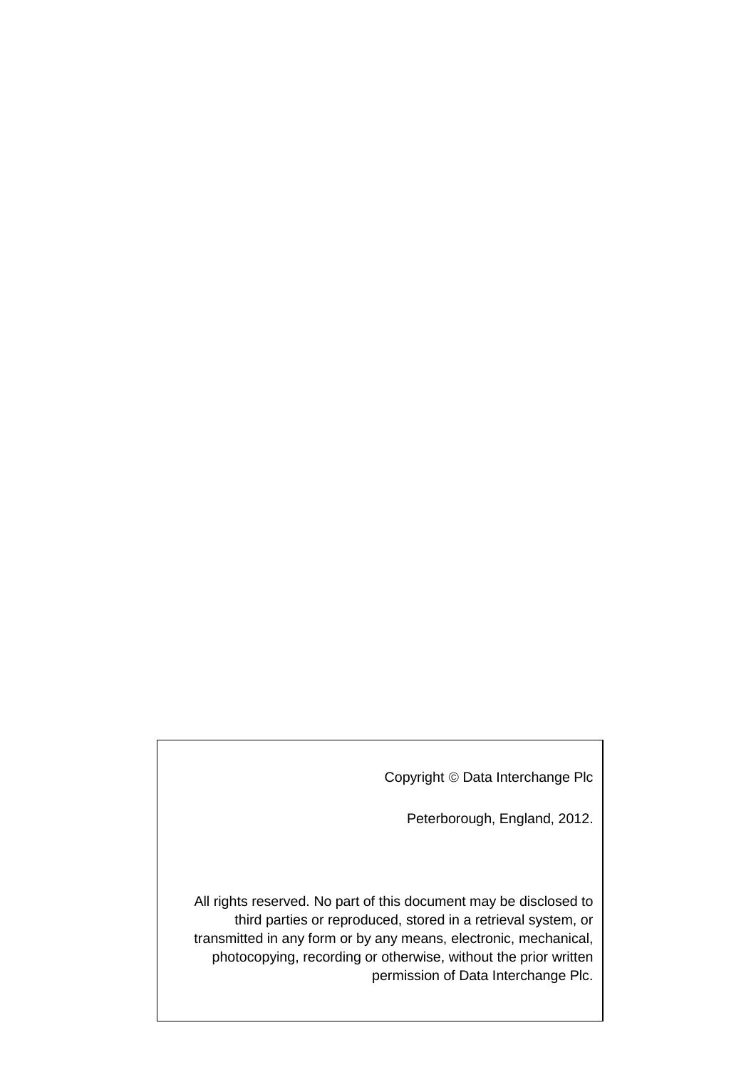Copyright © Data Interchange Plc

Peterborough, England, 2012.

All rights reserved. No part of this document may be disclosed to third parties or reproduced, stored in a retrieval system, or transmitted in any form or by any means, electronic, mechanical, photocopying, recording or otherwise, without the prior written permission of Data Interchange Plc.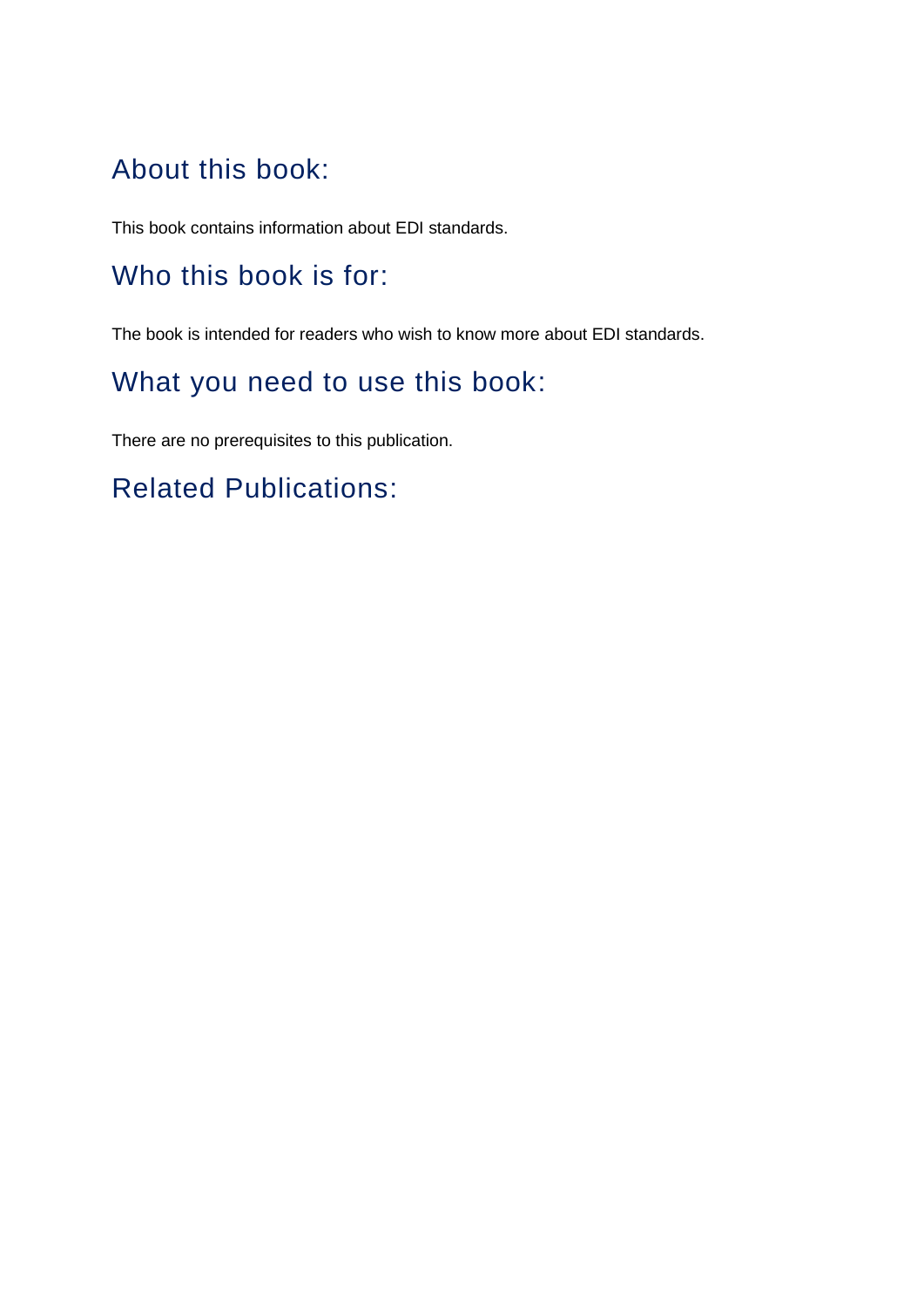## About this book:

This book contains information about EDI standards.

## Who this book is for:

The book is intended for readers who wish to know more about EDI standards.

## What you need to use this book:

There are no prerequisites to this publication.

## Related Publications: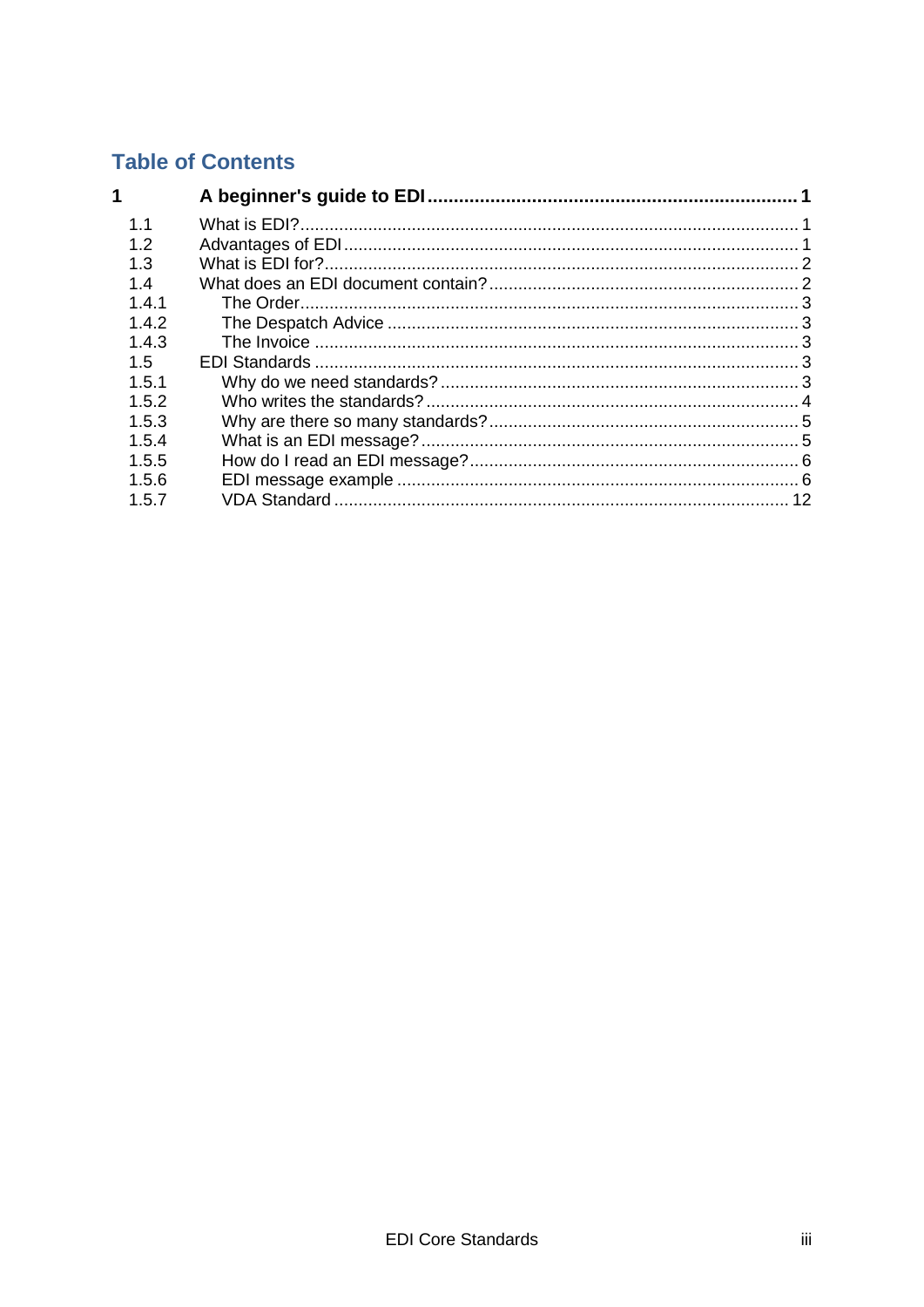# Table of Contents

**1 A beginner's guide to EDI ..... 1**

- 1.1 What is EDI? ..... 1
- 1.2 Advantages of EDI ..... 1
- 1.3 What is EDI for? ..... 2
- 1.4 What does an EDI document contain? ..... 2
  - 1.4.1 The Order ..... 3
  - 1.4.2 The Despatch Advice ..... 3
  - 1.4.3 The Invoice ..... 3
- 1.5 EDI Standards ..... 3
  - 1.5.1 Why do we need standards? ..... 3
  - 1.5.2 Who writes the standards? ..... 4
  - 1.5.3 Why are there so many standards? ..... 5
  - 1.5.4 What is an EDI message? ..... 5
  - 1.5.5 How do I read an EDI message? ..... 6
  - 1.5.6 EDI message example ..... 6
  - 1.5.7 VDA Standard ..... 12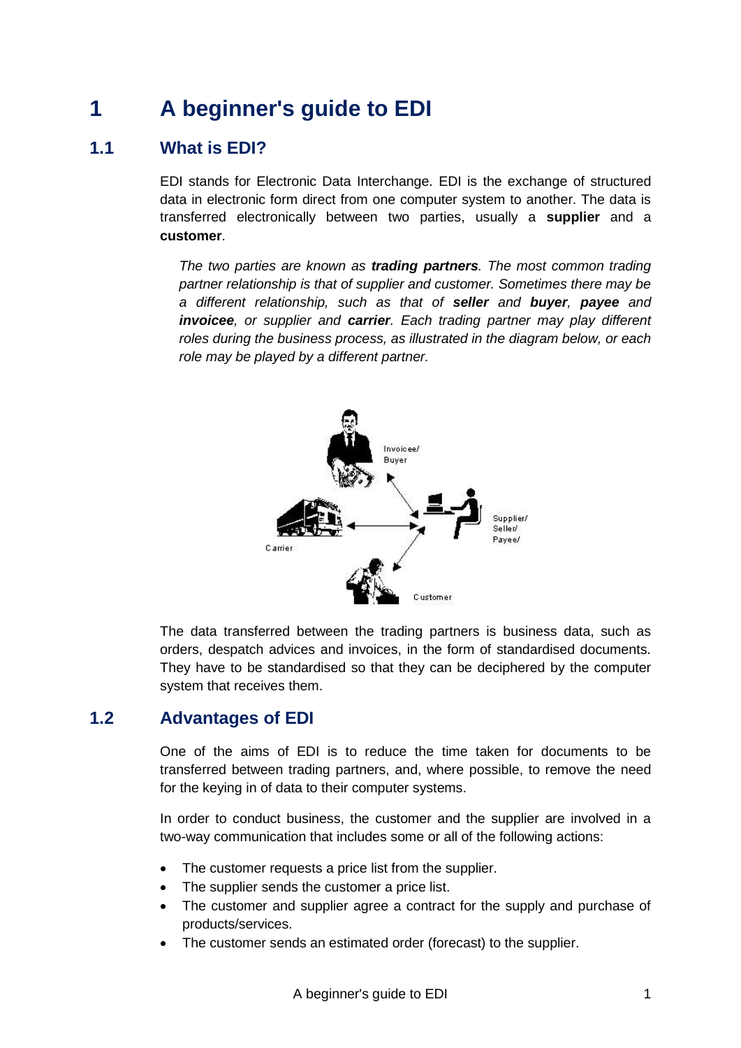# 1 A beginner's guide to EDI

## 1.1 What is EDI?

EDI stands for Electronic Data Interchange. EDI is the exchange of structured data in electronic form direct from one computer system to another. The data is transferred electronically between two parties, usually a **supplier** and a **customer**.

*The two parties are known as* ***trading partners****. The most common trading partner relationship is that of supplier and customer. Sometimes there may be a different relationship, such as that of* ***seller*** *and* ***buyer****,* ***payee*** *and* ***invoicee****, or supplier and* ***carrier****. Each trading partner may play different roles during the business process, as illustrated in the diagram below, or each role may be played by a different partner.*

The data transferred between the trading partners is business data, such as orders, despatch advices and invoices, in the form of standardised documents. They have to be standardised so that they can be deciphered by the computer system that receives them.

## 1.2 Advantages of EDI

One of the aims of EDI is to reduce the time taken for documents to be transferred between trading partners, and, where possible, to remove the need for the keying in of data to their computer systems.

In order to conduct business, the customer and the supplier are involved in a two-way communication that includes some or all of the following actions:

- The customer requests a price list from the supplier.
- The supplier sends the customer a price list.
- The customer and supplier agree a contract for the supply and purchase of products/services.
- The customer sends an estimated order (forecast) to the supplier.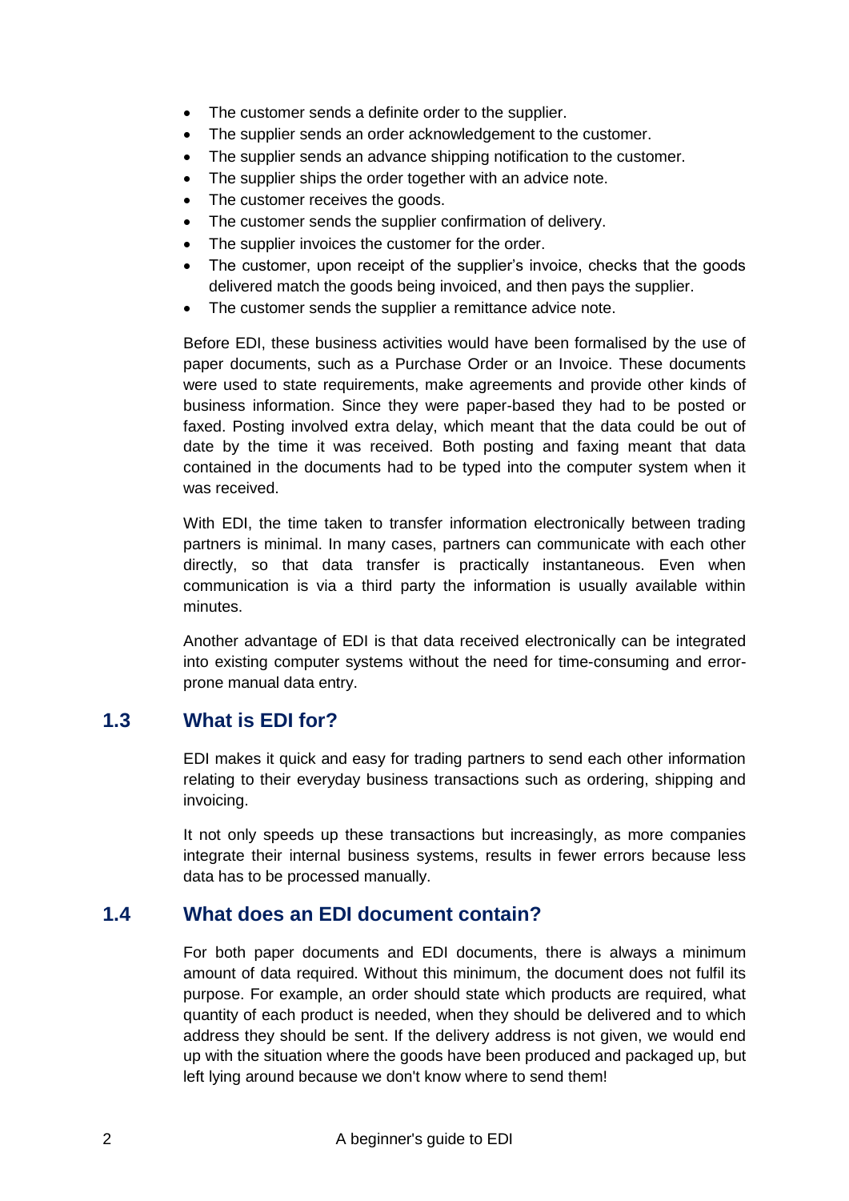- The customer sends a definite order to the supplier.
- The supplier sends an order acknowledgement to the customer.
- The supplier sends an advance shipping notification to the customer.
- The supplier ships the order together with an advice note.
- The customer receives the goods.
- The customer sends the supplier confirmation of delivery.
- The supplier invoices the customer for the order.
- The customer, upon receipt of the supplier's invoice, checks that the goods delivered match the goods being invoiced, and then pays the supplier.
- The customer sends the supplier a remittance advice note.

Before EDI, these business activities would have been formalised by the use of paper documents, such as a Purchase Order or an Invoice. These documents were used to state requirements, make agreements and provide other kinds of business information. Since they were paper-based they had to be posted or faxed. Posting involved extra delay, which meant that the data could be out of date by the time it was received. Both posting and faxing meant that data contained in the documents had to be typed into the computer system when it was received.

With EDI, the time taken to transfer information electronically between trading partners is minimal. In many cases, partners can communicate with each other directly, so that data transfer is practically instantaneous. Even when communication is via a third party the information is usually available within minutes.

Another advantage of EDI is that data received electronically can be integrated into existing computer systems without the need for time-consuming and error-prone manual data entry.

## 1.3 What is EDI for?

EDI makes it quick and easy for trading partners to send each other information relating to their everyday business transactions such as ordering, shipping and invoicing.

It not only speeds up these transactions but increasingly, as more companies integrate their internal business systems, results in fewer errors because less data has to be processed manually.

## 1.4 What does an EDI document contain?

For both paper documents and EDI documents, there is always a minimum amount of data required. Without this minimum, the document does not fulfil its purpose. For example, an order should state which products are required, what quantity of each product is needed, when they should be delivered and to which address they should be sent. If the delivery address is not given, we would end up with the situation where the goods have been produced and packaged up, but left lying around because we don't know where to send them!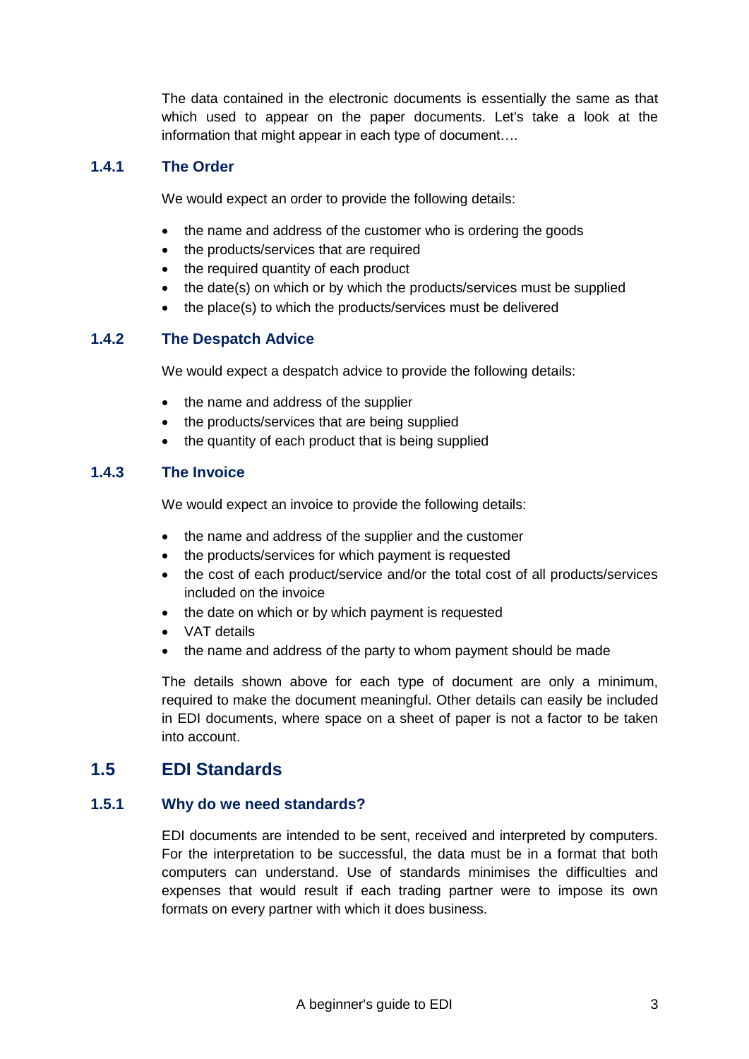The data contained in the electronic documents is essentially the same as that which used to appear on the paper documents. Let's take a look at the information that might appear in each type of document….

### 1.4.1 The Order

We would expect an order to provide the following details:

- the name and address of the customer who is ordering the goods
- the products/services that are required
- the required quantity of each product
- the date(s) on which or by which the products/services must be supplied
- the place(s) to which the products/services must be delivered

### 1.4.2 The Despatch Advice

We would expect a despatch advice to provide the following details:

- the name and address of the supplier
- the products/services that are being supplied
- the quantity of each product that is being supplied

### 1.4.3 The Invoice

We would expect an invoice to provide the following details:

- the name and address of the supplier and the customer
- the products/services for which payment is requested
- the cost of each product/service and/or the total cost of all products/services included on the invoice
- the date on which or by which payment is requested
- VAT details
- the name and address of the party to whom payment should be made

The details shown above for each type of document are only a minimum, required to make the document meaningful. Other details can easily be included in EDI documents, where space on a sheet of paper is not a factor to be taken into account.

## 1.5 EDI Standards

### 1.5.1 Why do we need standards?

EDI documents are intended to be sent, received and interpreted by computers. For the interpretation to be successful, the data must be in a format that both computers can understand. Use of standards minimises the difficulties and expenses that would result if each trading partner were to impose its own formats on every partner with which it does business.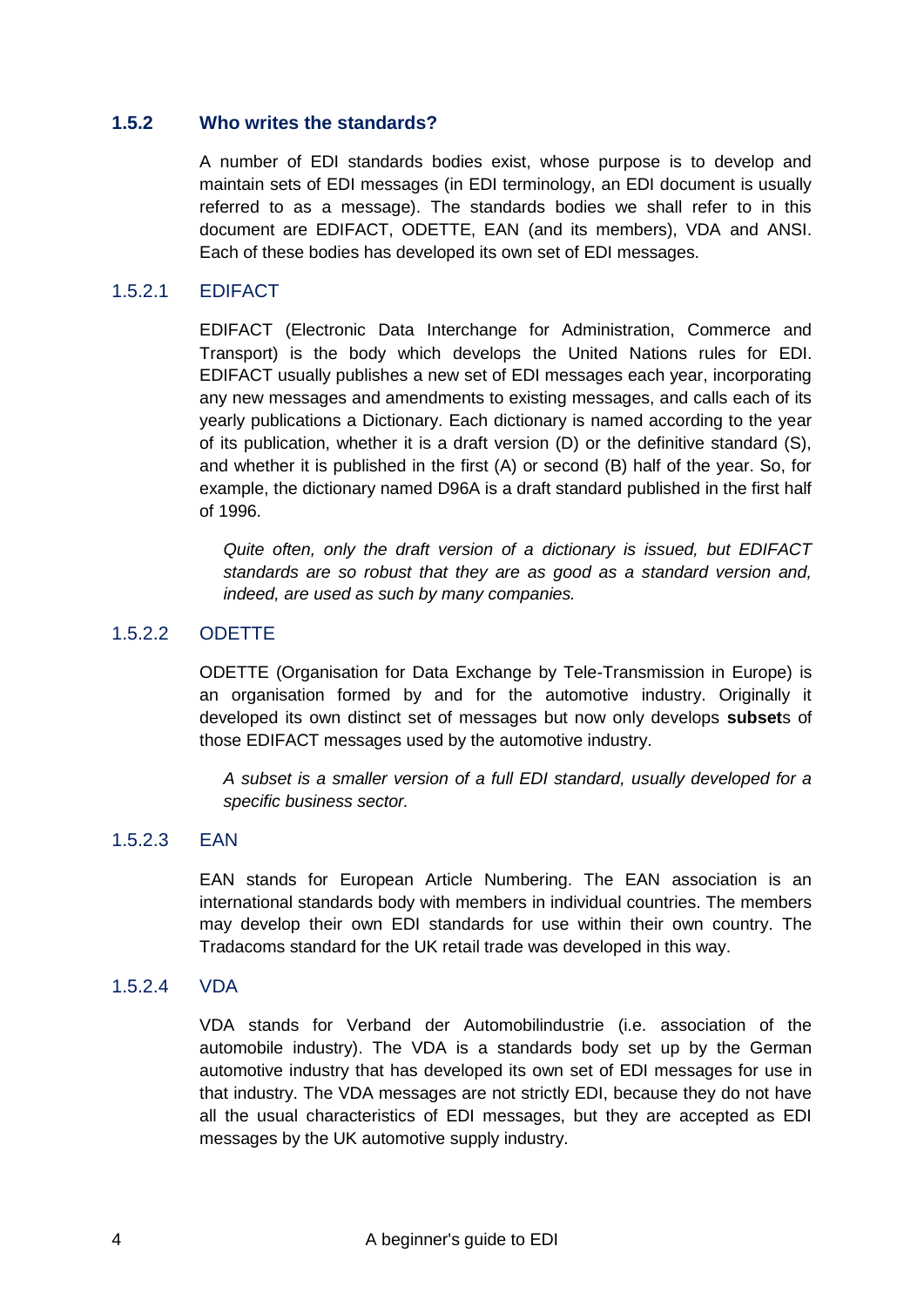### 1.5.2 Who writes the standards?

A number of EDI standards bodies exist, whose purpose is to develop and maintain sets of EDI messages (in EDI terminology, an EDI document is usually referred to as a message). The standards bodies we shall refer to in this document are EDIFACT, ODETTE, EAN (and its members), VDA and ANSI. Each of these bodies has developed its own set of EDI messages.

#### 1.5.2.1 EDIFACT

EDIFACT (Electronic Data Interchange for Administration, Commerce and Transport) is the body which develops the United Nations rules for EDI. EDIFACT usually publishes a new set of EDI messages each year, incorporating any new messages and amendments to existing messages, and calls each of its yearly publications a Dictionary. Each dictionary is named according to the year of its publication, whether it is a draft version (D) or the definitive standard (S), and whether it is published in the first (A) or second (B) half of the year. So, for example, the dictionary named D96A is a draft standard published in the first half of 1996.

*Quite often, only the draft version of a dictionary is issued, but EDIFACT standards are so robust that they are as good as a standard version and, indeed, are used as such by many companies.*

#### 1.5.2.2 ODETTE

ODETTE (Organisation for Data Exchange by Tele-Transmission in Europe) is an organisation formed by and for the automotive industry. Originally it developed its own distinct set of messages but now only develops **subset**s of those EDIFACT messages used by the automotive industry.

*A subset is a smaller version of a full EDI standard, usually developed for a specific business sector.*

#### 1.5.2.3 EAN

EAN stands for European Article Numbering. The EAN association is an international standards body with members in individual countries. The members may develop their own EDI standards for use within their own country. The Tradacoms standard for the UK retail trade was developed in this way.

#### 1.5.2.4 VDA

VDA stands for Verband der Automobilindustrie (i.e. association of the automobile industry). The VDA is a standards body set up by the German automotive industry that has developed its own set of EDI messages for use in that industry. The VDA messages are not strictly EDI, because they do not have all the usual characteristics of EDI messages, but they are accepted as EDI messages by the UK automotive supply industry.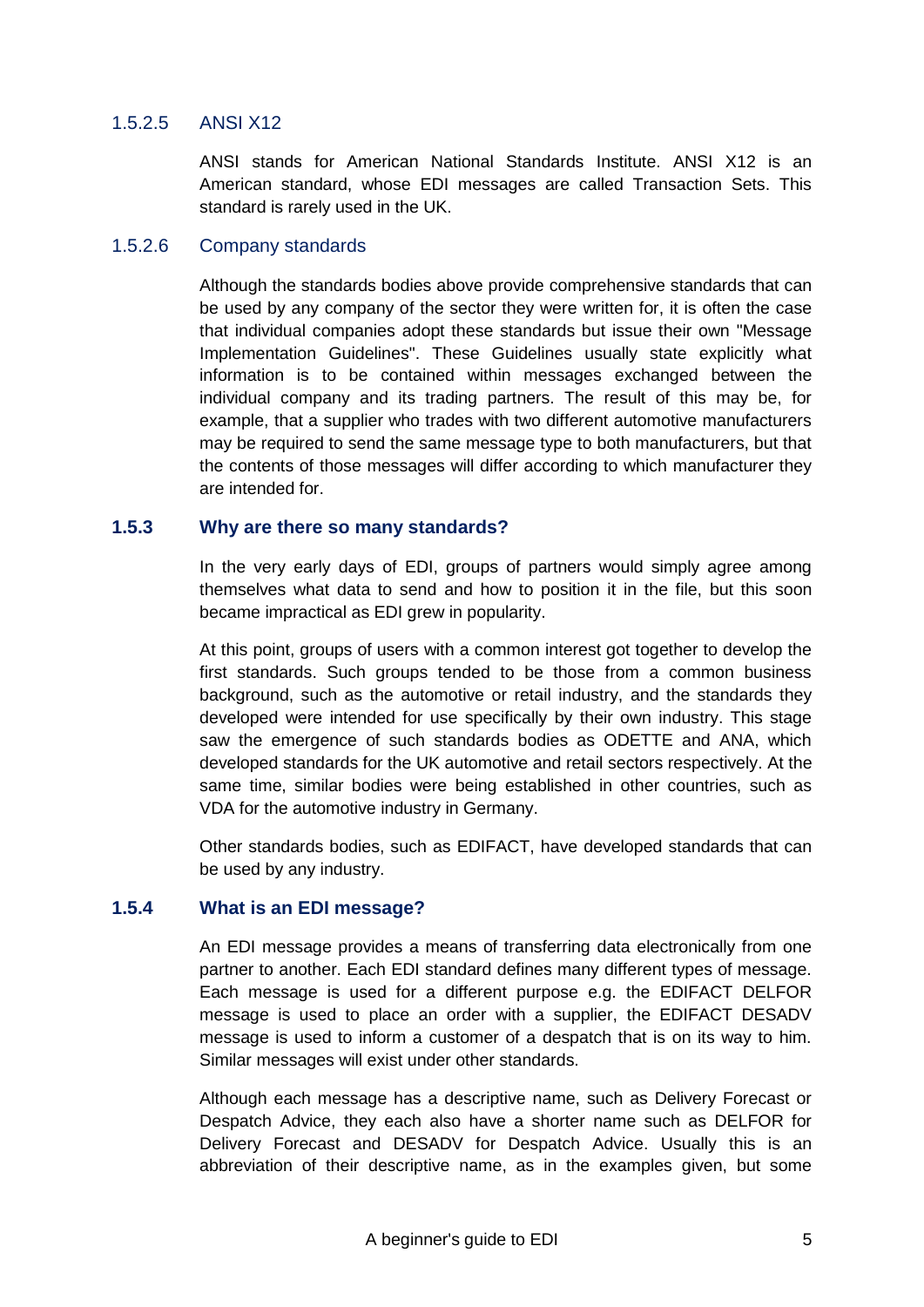#### 1.5.2.5 ANSI X12

ANSI stands for American National Standards Institute. ANSI X12 is an American standard, whose EDI messages are called Transaction Sets. This standard is rarely used in the UK.

#### 1.5.2.6 Company standards

Although the standards bodies above provide comprehensive standards that can be used by any company of the sector they were written for, it is often the case that individual companies adopt these standards but issue their own "Message Implementation Guidelines". These Guidelines usually state explicitly what information is to be contained within messages exchanged between the individual company and its trading partners. The result of this may be, for example, that a supplier who trades with two different automotive manufacturers may be required to send the same message type to both manufacturers, but that the contents of those messages will differ according to which manufacturer they are intended for.

### 1.5.3 Why are there so many standards?

In the very early days of EDI, groups of partners would simply agree among themselves what data to send and how to position it in the file, but this soon became impractical as EDI grew in popularity.

At this point, groups of users with a common interest got together to develop the first standards. Such groups tended to be those from a common business background, such as the automotive or retail industry, and the standards they developed were intended for use specifically by their own industry. This stage saw the emergence of such standards bodies as ODETTE and ANA, which developed standards for the UK automotive and retail sectors respectively. At the same time, similar bodies were being established in other countries, such as VDA for the automotive industry in Germany.

Other standards bodies, such as EDIFACT, have developed standards that can be used by any industry.

### 1.5.4 What is an EDI message?

An EDI message provides a means of transferring data electronically from one partner to another. Each EDI standard defines many different types of message. Each message is used for a different purpose e.g. the EDIFACT DELFOR message is used to place an order with a supplier, the EDIFACT DESADV message is used to inform a customer of a despatch that is on its way to him. Similar messages will exist under other standards.

Although each message has a descriptive name, such as Delivery Forecast or Despatch Advice, they each also have a shorter name such as DELFOR for Delivery Forecast and DESADV for Despatch Advice. Usually this is an abbreviation of their descriptive name, as in the examples given, but some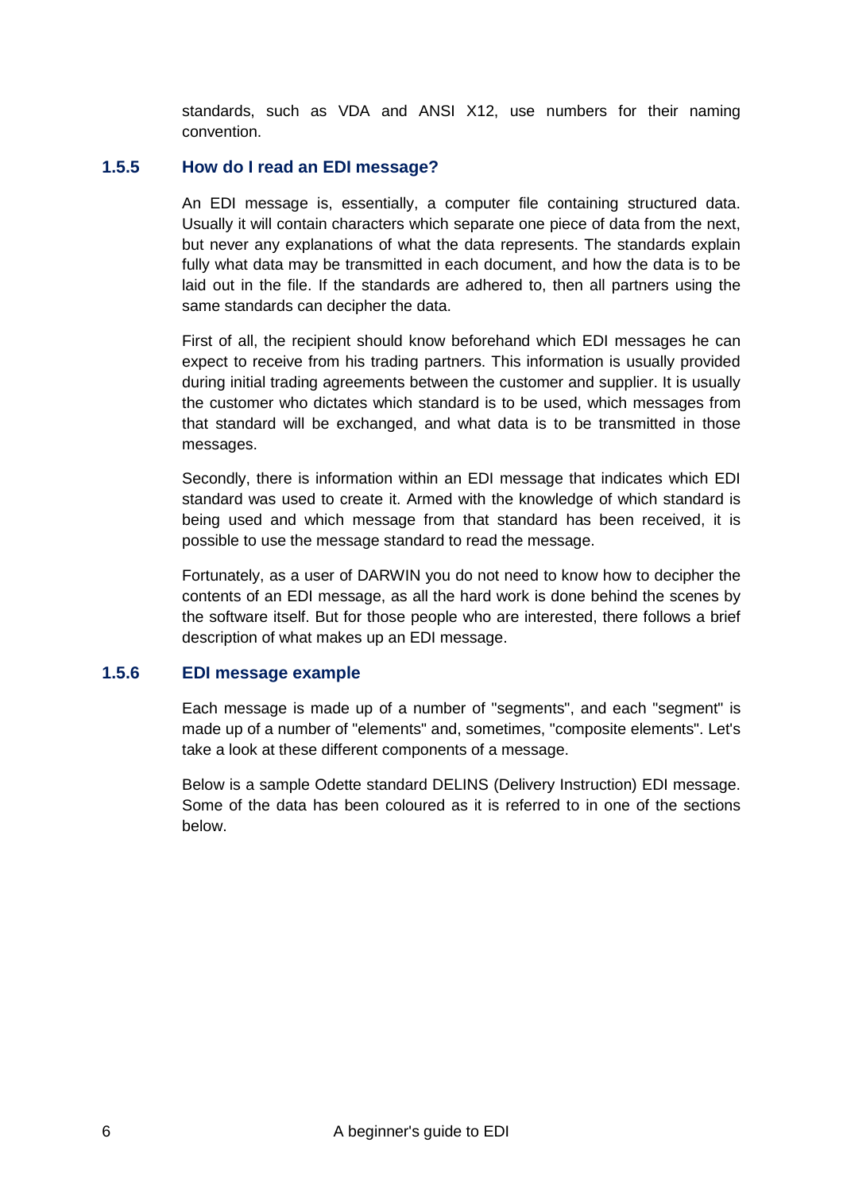standards, such as VDA and ANSI X12, use numbers for their naming convention.

### 1.5.5 How do I read an EDI message?

An EDI message is, essentially, a computer file containing structured data. Usually it will contain characters which separate one piece of data from the next, but never any explanations of what the data represents. The standards explain fully what data may be transmitted in each document, and how the data is to be laid out in the file. If the standards are adhered to, then all partners using the same standards can decipher the data.

First of all, the recipient should know beforehand which EDI messages he can expect to receive from his trading partners. This information is usually provided during initial trading agreements between the customer and supplier. It is usually the customer who dictates which standard is to be used, which messages from that standard will be exchanged, and what data is to be transmitted in those messages.

Secondly, there is information within an EDI message that indicates which EDI standard was used to create it. Armed with the knowledge of which standard is being used and which message from that standard has been received, it is possible to use the message standard to read the message.

Fortunately, as a user of DARWIN you do not need to know how to decipher the contents of an EDI message, as all the hard work is done behind the scenes by the software itself. But for those people who are interested, there follows a brief description of what makes up an EDI message.

### 1.5.6 EDI message example

Each message is made up of a number of "segments", and each "segment" is made up of a number of "elements" and, sometimes, "composite elements". Let's take a look at these different components of a message.

Below is a sample Odette standard DELINS (Delivery Instruction) EDI message. Some of the data has been coloured as it is referred to in one of the sections below.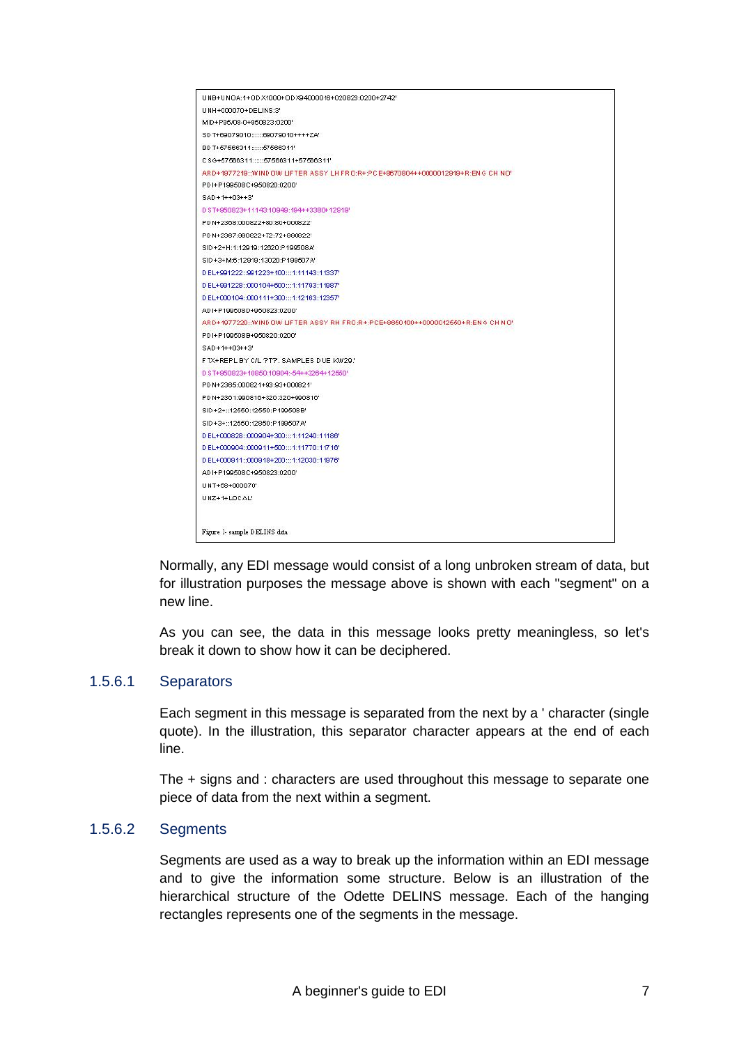```
UNB+UNOA:1+ODX1000+ODX94000016+020823:0200+2742'
UNH+000070+DELINS:3'
MID+P95/08-0+950823:0200'
SDT+69079010::::::69079010++++ZA'
BDT+57566311::::::57566311'
CSG+57566311::::::57566311+57566311'
ARD+1977219::WINDOW LIFTER ASSY LH FRO:R+:PCE+8670804++0000012919+R:ENG CH NO'
PDI+P199508C+950820:0200'
SAD+1++03++3'
DST+950823+11143:10949:194++3380+12919'
PDN+2368:000822+80:80+000822'
PDN+2367:990822+72:72+990822'
SID+2+H:1:12919:12620:P199508A'
SID+3+M:6:12919:13020:P199507A'
DEL+991222::991223+100:::1:11143:11337'
DEL+991228::000104+600:::1:11793:11987'
DEL+000104::000111+300:::1:12163:12357'
ADI+P199508D+950823:0200'
ARD+1077220::WINDOW LIFTER ASSY RH FRO:R+:PCE+9660100++0000012550+R:ENG CH NO'
PDI+P199508B+950820:0200'
SAD+1++03++3'
FTX+REPL BY C/L ?T?. SAMPLES DUE KW29.'
DST+950823+10850:10904:-54++3264+12550'
PDN+2365:000821+93:93+000821'
PDN+2301:990810+320:320+990810'
SID+2+::12550:12550:P100509B'
SID+3+::12550:12850:P199507A'
DEL+000828::000904+300:::1:11240:11186'
DEL+000904::000911+500:::1:11770:11716'
DEL+000911::000918+200:::1:12030:11976'
ADI+P199508C+950823:0200'
UNT+58+000070'
UNZ+1+LOCAL'
```

Figure 1- sample DELINS data

Normally, any EDI message would consist of a long unbroken stream of data, but for illustration purposes the message above is shown with each "segment" on a new line.

As you can see, the data in this message looks pretty meaningless, so let's break it down to show how it can be deciphered.

### 1.5.6.1 Separators

Each segment in this message is separated from the next by a ' character (single quote). In the illustration, this separator character appears at the end of each line.

The + signs and : characters are used throughout this message to separate one piece of data from the next within a segment.

### 1.5.6.2 Segments

Segments are used as a way to break up the information within an EDI message and to give the information some structure. Below is an illustration of the hierarchical structure of the Odette DELINS message. Each of the hanging rectangles represents one of the segments in the message.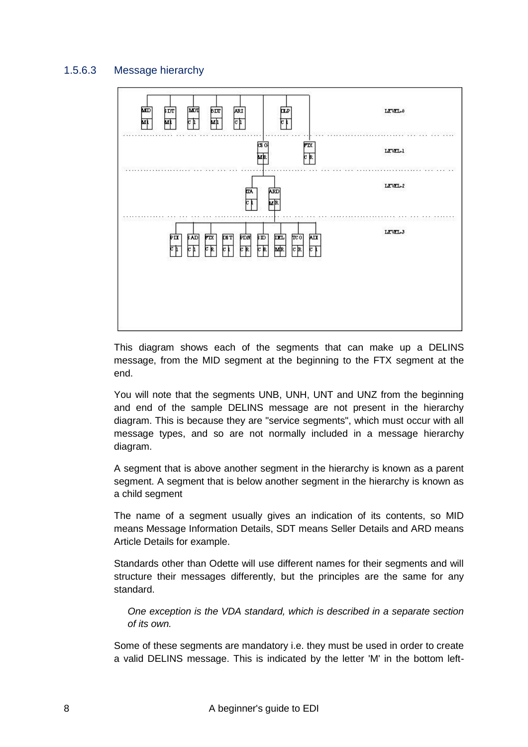### 1.5.6.3 Message hierarchy

This diagram shows each of the segments that can make up a DELINS message, from the MID segment at the beginning to the FTX segment at the end.

You will note that the segments UNB, UNH, UNT and UNZ from the beginning and end of the sample DELINS message are not present in the hierarchy diagram. This is because they are "service segments", which must occur with all message types, and so are not normally included in a message hierarchy diagram.

A segment that is above another segment in the hierarchy is known as a parent segment. A segment that is below another segment in the hierarchy is known as a child segment

The name of a segment usually gives an indication of its contents, so MID means Message Information Details, SDT means Seller Details and ARD means Article Details for example.

Standards other than Odette will use different names for their segments and will structure their messages differently, but the principles are the same for any standard.

*One exception is the VDA standard, which is described in a separate section of its own.*

Some of these segments are mandatory i.e. they must be used in order to create a valid DELINS message. This is indicated by the letter 'M' in the bottom left-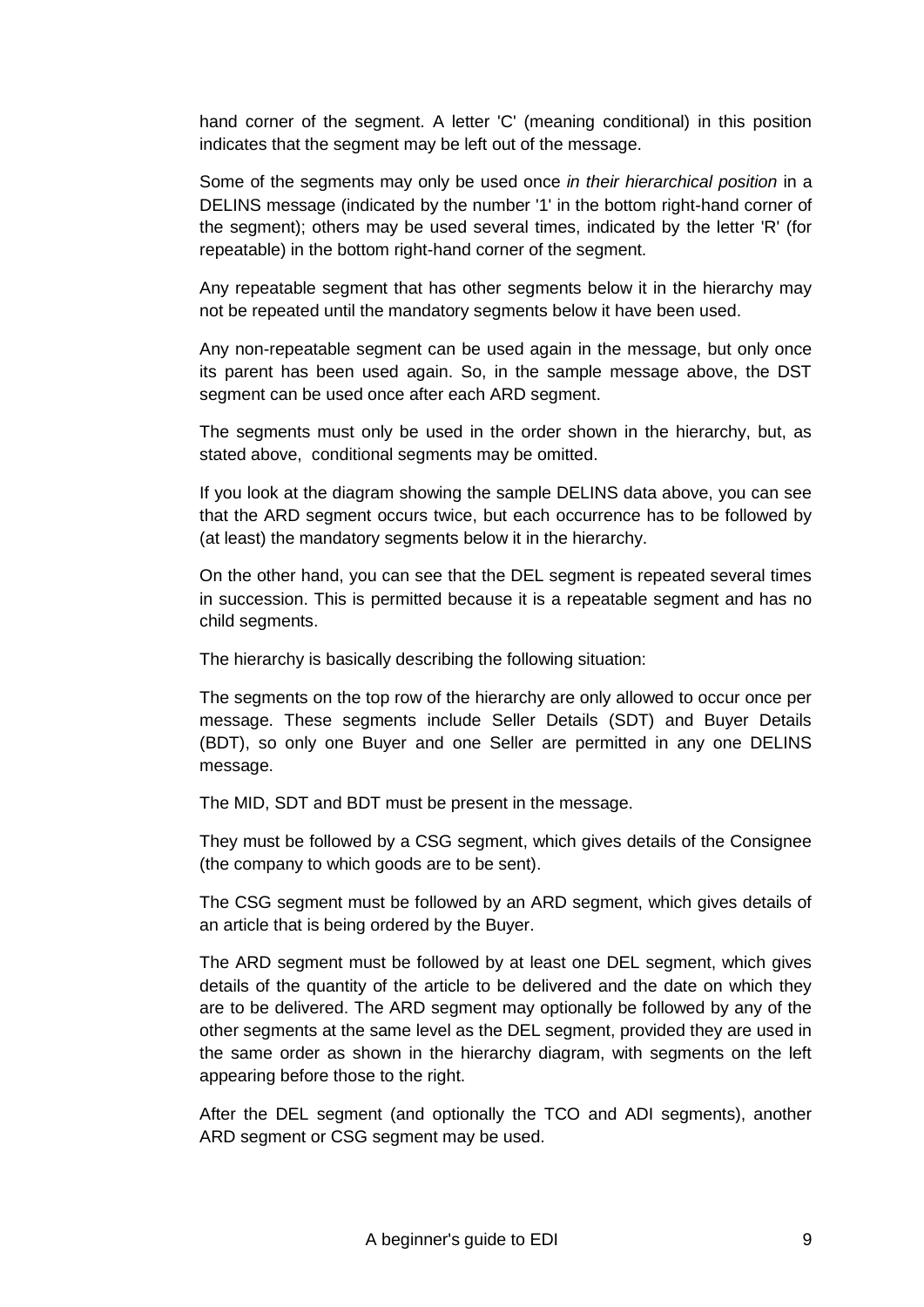hand corner of the segment. A letter 'C' (meaning conditional) in this position indicates that the segment may be left out of the message.

Some of the segments may only be used once *in their hierarchical position* in a DELINS message (indicated by the number '1' in the bottom right-hand corner of the segment); others may be used several times, indicated by the letter 'R' (for repeatable) in the bottom right-hand corner of the segment.

Any repeatable segment that has other segments below it in the hierarchy may not be repeated until the mandatory segments below it have been used.

Any non-repeatable segment can be used again in the message, but only once its parent has been used again. So, in the sample message above, the DST segment can be used once after each ARD segment.

The segments must only be used in the order shown in the hierarchy, but, as stated above, conditional segments may be omitted.

If you look at the diagram showing the sample DELINS data above, you can see that the ARD segment occurs twice, but each occurrence has to be followed by (at least) the mandatory segments below it in the hierarchy.

On the other hand, you can see that the DEL segment is repeated several times in succession. This is permitted because it is a repeatable segment and has no child segments.

The hierarchy is basically describing the following situation:

The segments on the top row of the hierarchy are only allowed to occur once per message. These segments include Seller Details (SDT) and Buyer Details (BDT), so only one Buyer and one Seller are permitted in any one DELINS message.

The MID, SDT and BDT must be present in the message.

They must be followed by a CSG segment, which gives details of the Consignee (the company to which goods are to be sent).

The CSG segment must be followed by an ARD segment, which gives details of an article that is being ordered by the Buyer.

The ARD segment must be followed by at least one DEL segment, which gives details of the quantity of the article to be delivered and the date on which they are to be delivered. The ARD segment may optionally be followed by any of the other segments at the same level as the DEL segment, provided they are used in the same order as shown in the hierarchy diagram, with segments on the left appearing before those to the right.

After the DEL segment (and optionally the TCO and ADI segments), another ARD segment or CSG segment may be used.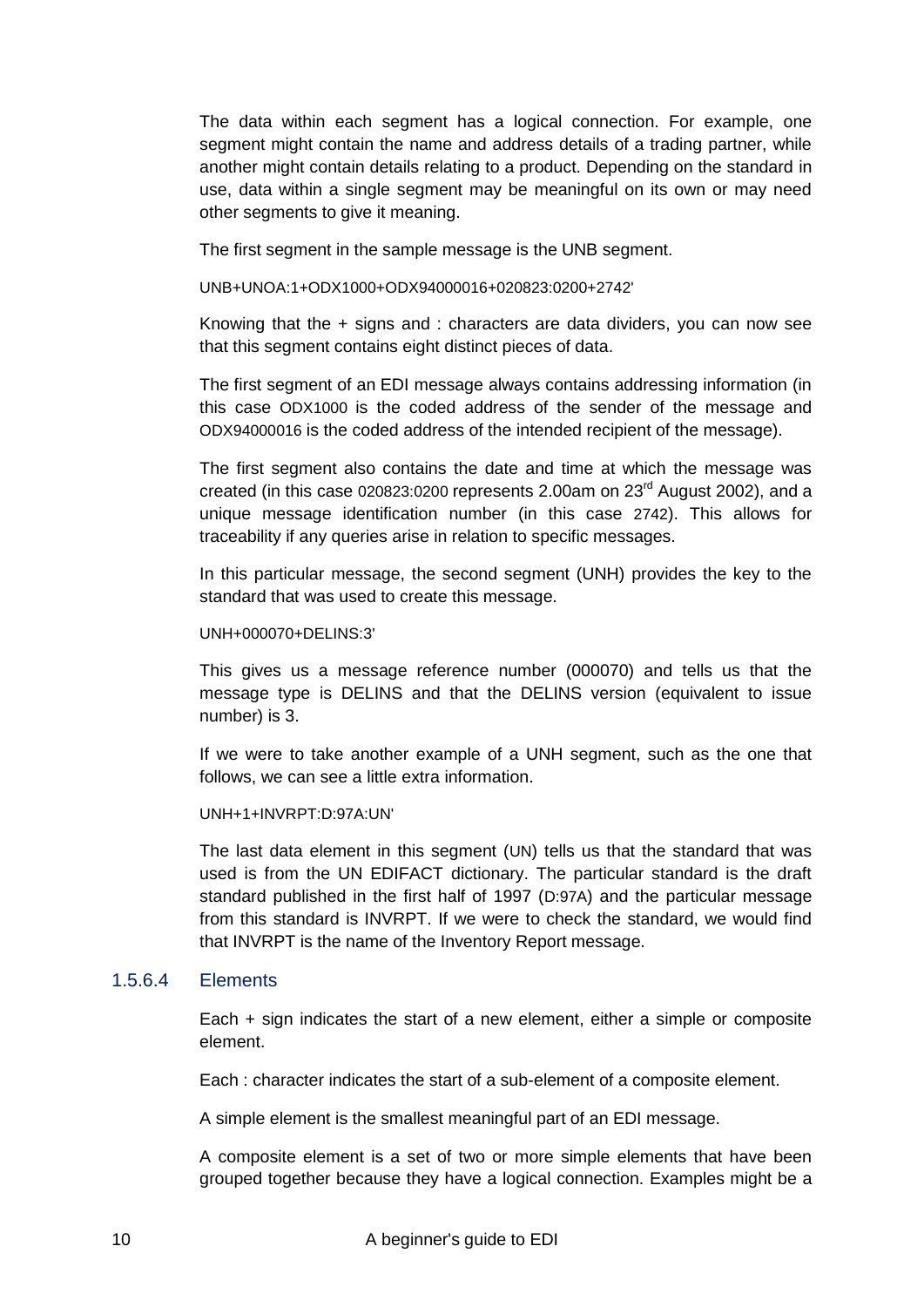The data within each segment has a logical connection. For example, one segment might contain the name and address details of a trading partner, while another might contain details relating to a product. Depending on the standard in use, data within a single segment may be meaningful on its own or may need other segments to give it meaning.

The first segment in the sample message is the UNB segment.

```
UNB+UNOA:1+ODX1000+ODX94000016+020823:0200+2742'
```

Knowing that the + signs and : characters are data dividers, you can now see that this segment contains eight distinct pieces of data.

The first segment of an EDI message always contains addressing information (in this case ODX1000 is the coded address of the sender of the message and ODX94000016 is the coded address of the intended recipient of the message).

The first segment also contains the date and time at which the message was created (in this case 020823:0200 represents 2.00am on 23rd August 2002), and a unique message identification number (in this case 2742). This allows for traceability if any queries arise in relation to specific messages.

In this particular message, the second segment (UNH) provides the key to the standard that was used to create this message.

```
UNH+000070+DELINS:3'
```

This gives us a message reference number (000070) and tells us that the message type is DELINS and that the DELINS version (equivalent to issue number) is 3.

If we were to take another example of a UNH segment, such as the one that follows, we can see a little extra information.

```
UNH+1+INVRPT:D:97A:UN'
```

The last data element in this segment (UN) tells us that the standard that was used is from the UN EDIFACT dictionary. The particular standard is the draft standard published in the first half of 1997 (D:97A) and the particular message from this standard is INVRPT. If we were to check the standard, we would find that INVRPT is the name of the Inventory Report message.

### 1.5.6.4 Elements

Each + sign indicates the start of a new element, either a simple or composite element.

Each : character indicates the start of a sub-element of a composite element.

A simple element is the smallest meaningful part of an EDI message.

A composite element is a set of two or more simple elements that have been grouped together because they have a logical connection. Examples might be a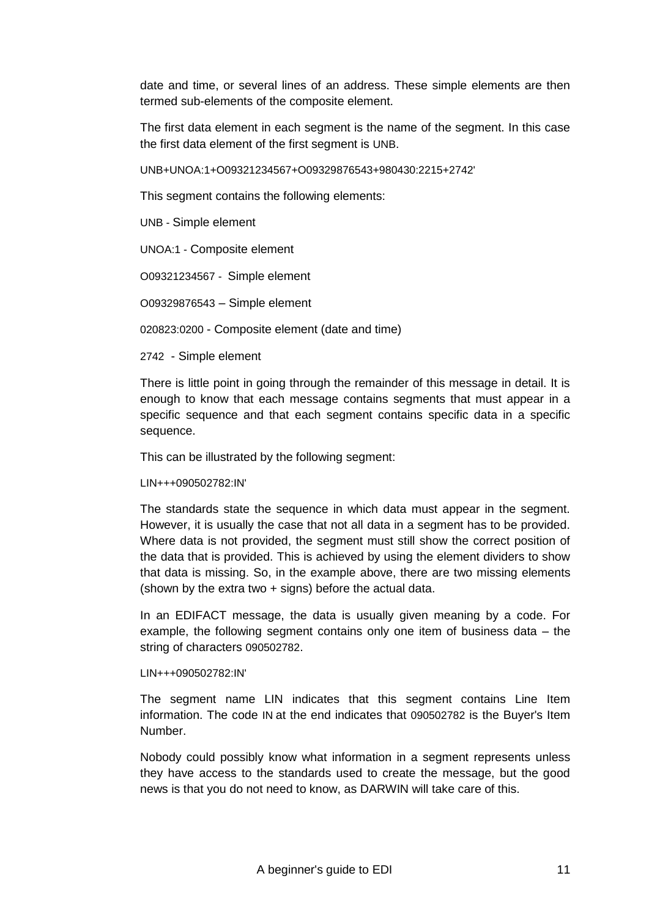date and time, or several lines of an address. These simple elements are then termed sub-elements of the composite element.

The first data element in each segment is the name of the segment. In this case the first data element of the first segment is UNB.

UNB+UNOA:1+O09321234567+O09329876543+980430:2215+2742'

This segment contains the following elements:

UNB - Simple element

UNOA:1 - Composite element

O09321234567 - Simple element

O09329876543 – Simple element

020823:0200 - Composite element (date and time)

2742 - Simple element

There is little point in going through the remainder of this message in detail. It is enough to know that each message contains segments that must appear in a specific sequence and that each segment contains specific data in a specific sequence.

This can be illustrated by the following segment:

LIN+++090502782:IN'

The standards state the sequence in which data must appear in the segment. However, it is usually the case that not all data in a segment has to be provided. Where data is not provided, the segment must still show the correct position of the data that is provided. This is achieved by using the element dividers to show that data is missing. So, in the example above, there are two missing elements (shown by the extra two + signs) before the actual data.

In an EDIFACT message, the data is usually given meaning by a code. For example, the following segment contains only one item of business data – the string of characters 090502782.

LIN+++090502782:IN'

The segment name LIN indicates that this segment contains Line Item information. The code IN at the end indicates that 090502782 is the Buyer's Item Number.

Nobody could possibly know what information in a segment represents unless they have access to the standards used to create the message, but the good news is that you do not need to know, as DARWIN will take care of this.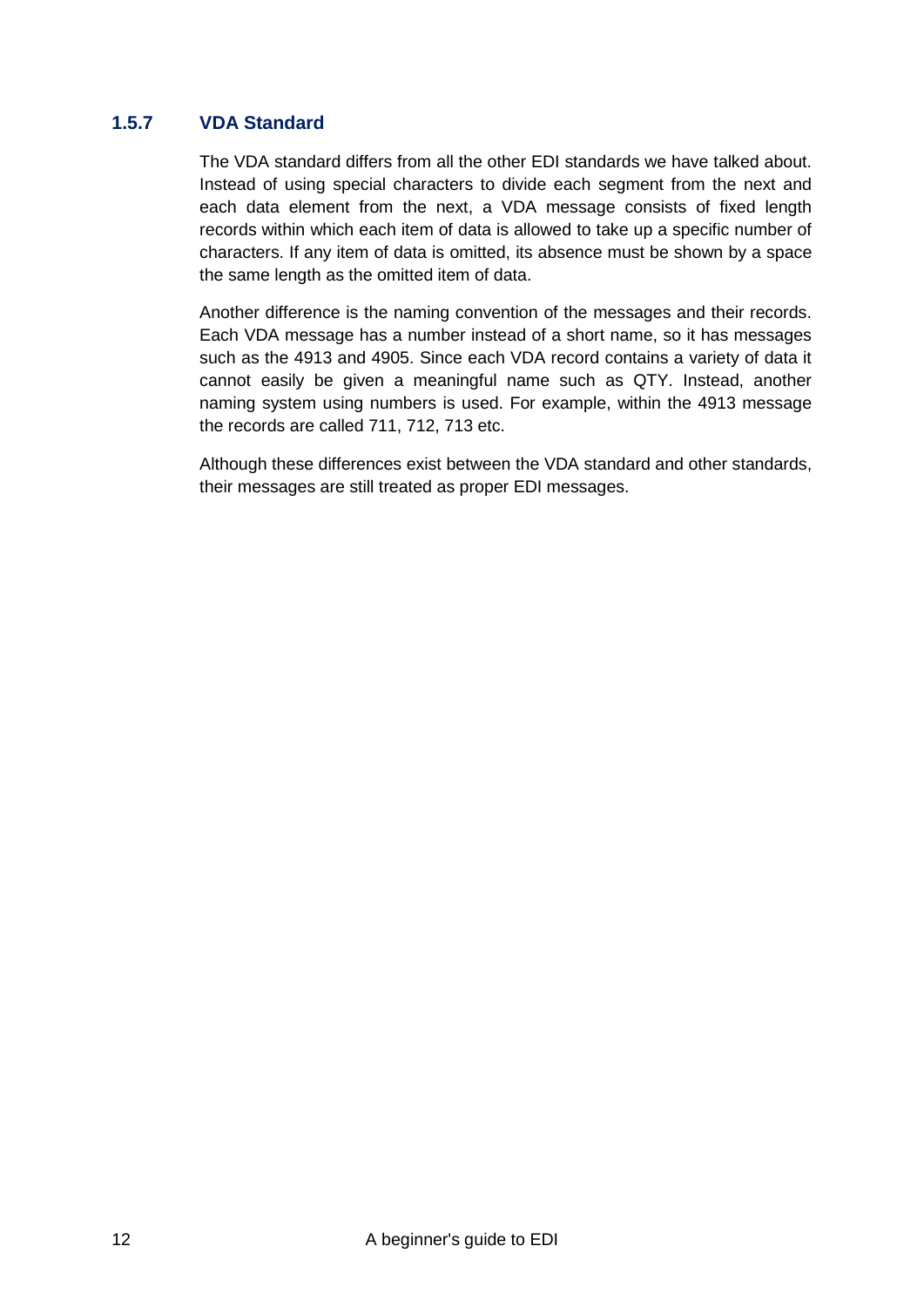### 1.5.7 VDA Standard

The VDA standard differs from all the other EDI standards we have talked about. Instead of using special characters to divide each segment from the next and each data element from the next, a VDA message consists of fixed length records within which each item of data is allowed to take up a specific number of characters. If any item of data is omitted, its absence must be shown by a space the same length as the omitted item of data.

Another difference is the naming convention of the messages and their records. Each VDA message has a number instead of a short name, so it has messages such as the 4913 and 4905. Since each VDA record contains a variety of data it cannot easily be given a meaningful name such as QTY. Instead, another naming system using numbers is used. For example, within the 4913 message the records are called 711, 712, 713 etc.

Although these differences exist between the VDA standard and other standards, their messages are still treated as proper EDI messages.